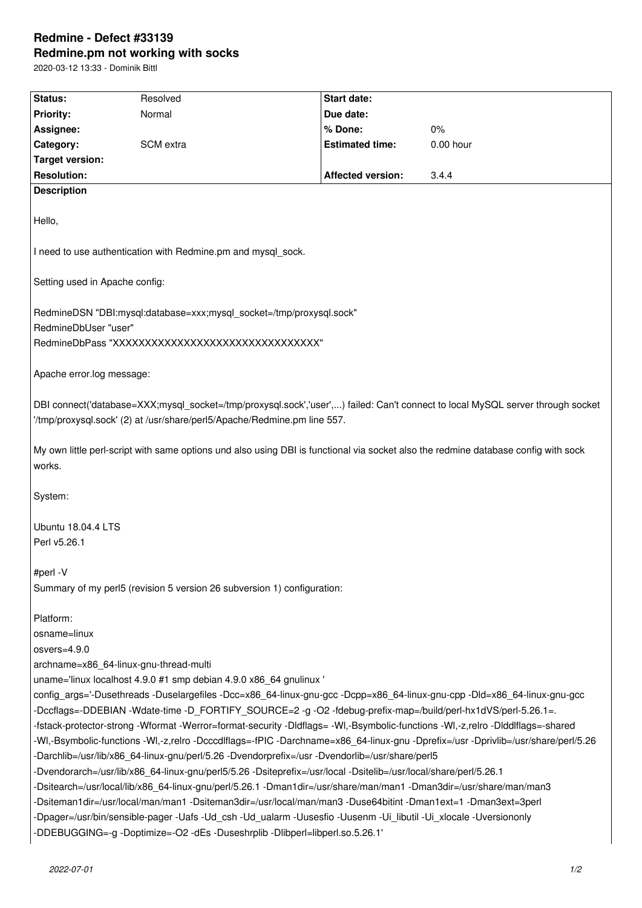# Redmine - Defect #33139

## Redmine.pm not working with socks

2020-03-12 13:33 - Dominik Bittl

| Status: | Resolved | Start date: | |
|---|---|---|---|
| Priority: | Normal | Due date: | |
| Assignee: | | % Done: | 0% |
| Category: | SCM extra | Estimated time: | 0.00 hour |
| Target version: | | | |
| Resolution: | | Affected version: | 3.4.4 |

**Description**

Hello,

I need to use authentication with Redmine.pm and mysql_sock.

Setting used in Apache config:

RedmineDSN "DBI:mysql:database=xxx;mysql_socket=/tmp/proxysql.sock"
RedmineDbUser "user"
RedmineDbPass "XXXXXXXXXXXXXXXXXXXXXXXXXXXXXXXX"

Apache error.log message:

DBI connect('database=XXX;mysql_socket=/tmp/proxysql.sock','user',...) failed: Can't connect to local MySQL server through socket '/tmp/proxysql.sock' (2) at /usr/share/perl5/Apache/Redmine.pm line 557.

My own little perl-script with same options und also using DBI is functional via socket also the redmine database config with sock works.

System:

Ubuntu 18.04.4 LTS
Perl v5.26.1

#perl -V
Summary of my perl5 (revision 5 version 26 subversion 1) configuration:

Platform:
osname=linux
osvers=4.9.0
archname=x86_64-linux-gnu-thread-multi
uname='linux localhost 4.9.0 #1 smp debian 4.9.0 x86_64 gnulinux '
config_args='-Dusethreads -Duselargefiles -Dcc=x86_64-linux-gnu-gcc -Dcpp=x86_64-linux-gnu-cpp -Dld=x86_64-linux-gnu-gcc -Dccflags=-DDEBIAN -Wdate-time -D_FORTIFY_SOURCE=2 -g -O2 -fdebug-prefix-map=/build/perl-hx1dVS/perl-5.26.1=. -fstack-protector-strong -Wformat -Werror=format-security -Dldflags= -Wl,-Bsymbolic-functions -Wl,-z,relro -Dlddlflags=-shared -Wl,-Bsymbolic-functions -Wl,-z,relro -Dcccdlflags=-fPIC -Darchname=x86_64-linux-gnu -Dprefix=/usr -Dprivlib=/usr/share/perl/5.26 -Darchlib=/usr/lib/x86_64-linux-gnu/perl/5.26 -Dvendorprefix=/usr -Dvendorlib=/usr/share/perl5 -Dvendorarch=/usr/lib/x86_64-linux-gnu/perl5/5.26 -Dsiteprefix=/usr/local -Dsitelib=/usr/local/share/perl/5.26.1 -Dsitearch=/usr/local/lib/x86_64-linux-gnu/perl/5.26.1 -Dman1dir=/usr/share/man/man1 -Dman3dir=/usr/share/man/man3 -Dsiteman1dir=/usr/local/man/man1 -Dsiteman3dir=/usr/local/man/man3 -Duse64bitint -Dman1ext=1 -Dman3ext=3perl -Dpager=/usr/bin/sensible-pager -Uafs -Ud_csh -Ud_ualarm -Uusesfio -Uusenm -Ui_libutil -Ui_xlocale -Uversiononly -DDEBUGGING=-g -Doptimize=-O2 -dEs -Duseshrplib -Dlibperl=libperl.so.5.26.1'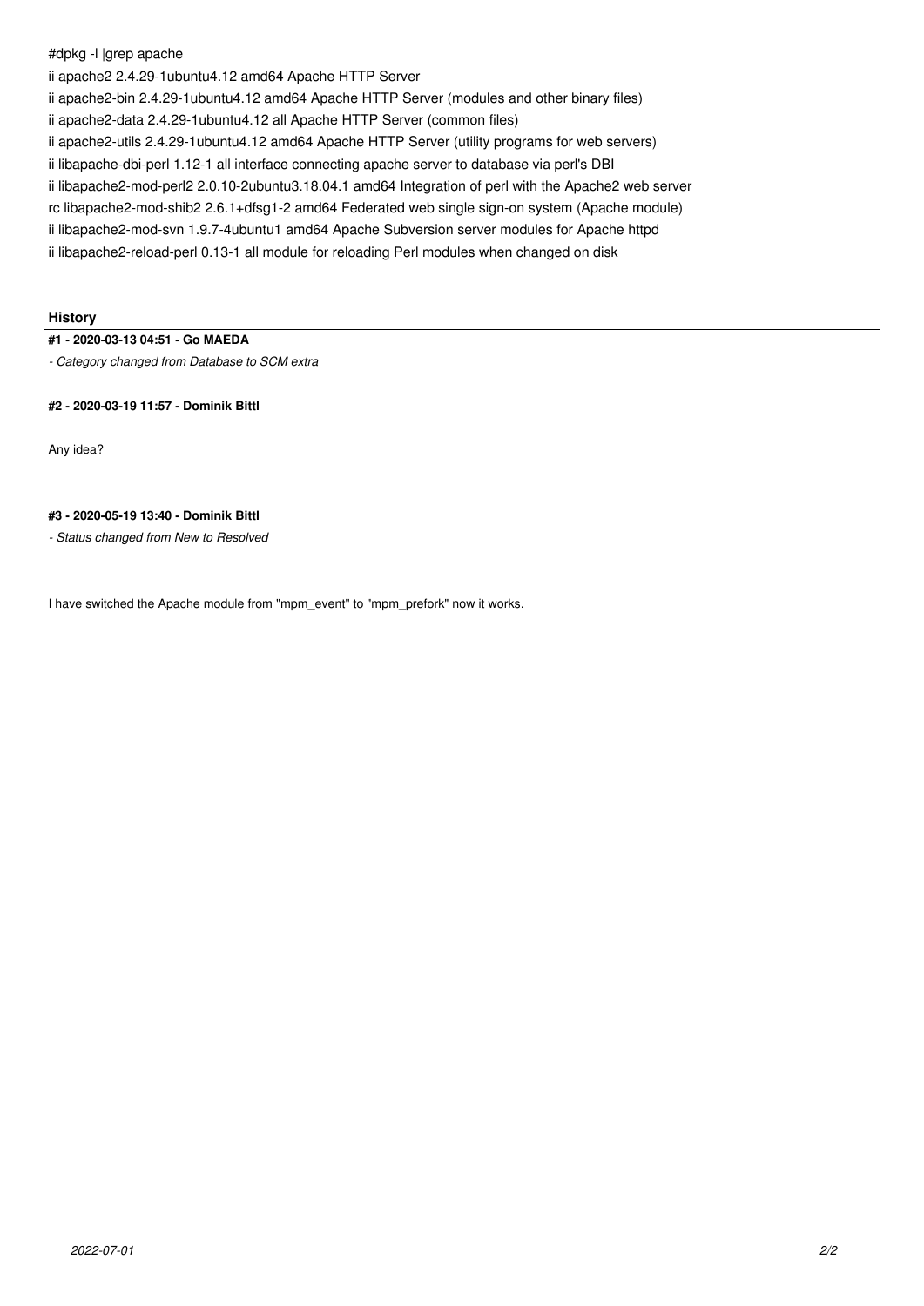```
#dpkg -l |grep apache
ii apache2 2.4.29-1ubuntu4.12 amd64 Apache HTTP Server
ii apache2-bin 2.4.29-1ubuntu4.12 amd64 Apache HTTP Server (modules and other binary files)
ii apache2-data 2.4.29-1ubuntu4.12 all Apache HTTP Server (common files)
ii apache2-utils 2.4.29-1ubuntu4.12 amd64 Apache HTTP Server (utility programs for web servers)
ii libapache-dbi-perl 1.12-1 all interface connecting apache server to database via perl's DBI
ii libapache2-mod-perl2 2.0.10-2ubuntu3.18.04.1 amd64 Integration of perl with the Apache2 web server
rc libapache2-mod-shib2 2.6.1+dfsg1-2 amd64 Federated web single sign-on system (Apache module)
ii libapache2-mod-svn 1.9.7-4ubuntu1 amd64 Apache Subversion server modules for Apache httpd
ii libapache2-reload-perl 0.13-1 all module for reloading Perl modules when changed on disk
```

## History

#### #1 - 2020-03-13 04:51 - Go MAEDA

- *Category changed from Database to SCM extra*

#### #2 - 2020-03-19 11:57 - Dominik Bittl

Any idea?

#### #3 - 2020-05-19 13:40 - Dominik Bittl

- *Status changed from New to Resolved*

I have switched the Apache module from "mpm_event" to "mpm_prefork" now it works.